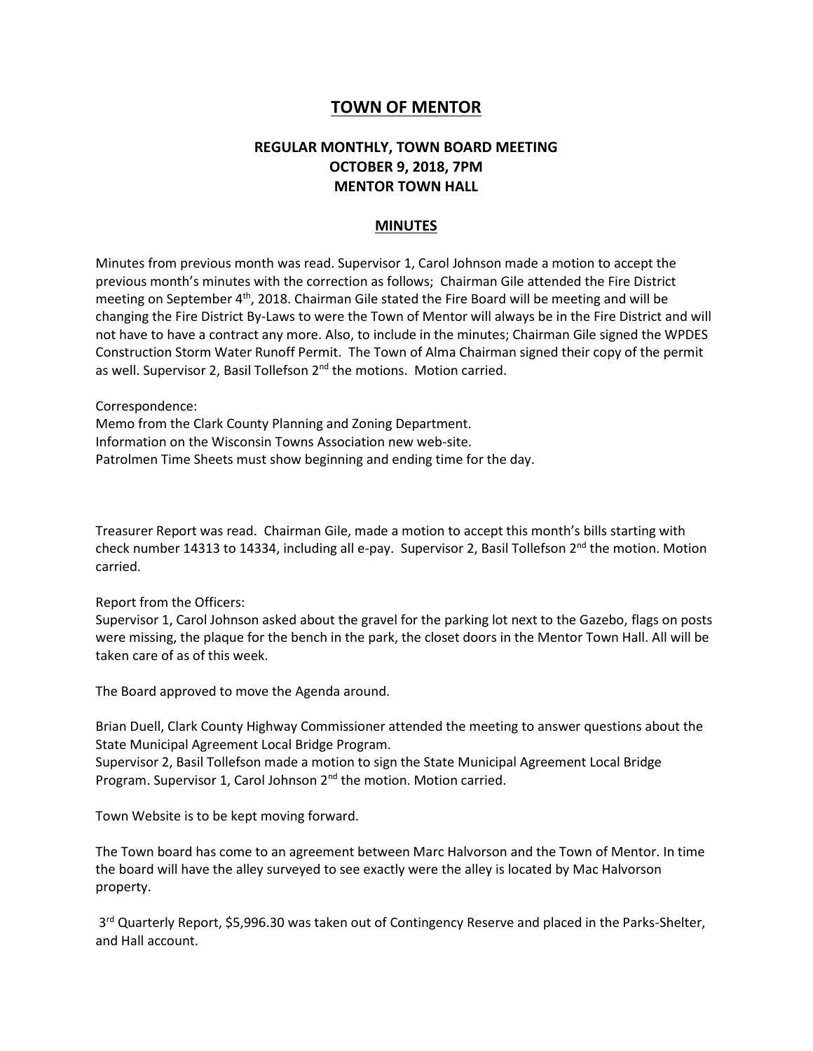# TOWN OF MENTOR

## REGULAR MONTHLY, TOWN BOARD MEETING
## OCTOBER 9, 2018, 7PM
## MENTOR TOWN HALL

### MINUTES

Minutes from previous month was read. Supervisor 1, Carol Johnson made a motion to accept the previous month's minutes with the correction as follows; Chairman Gile attended the Fire District meeting on September 4th, 2018. Chairman Gile stated the Fire Board will be meeting and will be changing the Fire District By-Laws to were the Town of Mentor will always be in the Fire District and will not have to have a contract any more. Also, to include in the minutes; Chairman Gile signed the WPDES Construction Storm Water Runoff Permit. The Town of Alma Chairman signed their copy of the permit as well. Supervisor 2, Basil Tollefson 2nd the motions. Motion carried.

Correspondence:
Memo from the Clark County Planning and Zoning Department.
Information on the Wisconsin Towns Association new web-site.
Patrolmen Time Sheets must show beginning and ending time for the day.

Treasurer Report was read. Chairman Gile, made a motion to accept this month's bills starting with check number 14313 to 14334, including all e-pay. Supervisor 2, Basil Tollefson 2nd the motion. Motion carried.

Report from the Officers:
Supervisor 1, Carol Johnson asked about the gravel for the parking lot next to the Gazebo, flags on posts were missing, the plaque for the bench in the park, the closet doors in the Mentor Town Hall. All will be taken care of as of this week.

The Board approved to move the Agenda around.

Brian Duell, Clark County Highway Commissioner attended the meeting to answer questions about the State Municipal Agreement Local Bridge Program.
Supervisor 2, Basil Tollefson made a motion to sign the State Municipal Agreement Local Bridge Program. Supervisor 1, Carol Johnson 2nd the motion. Motion carried.

Town Website is to be kept moving forward.

The Town board has come to an agreement between Marc Halvorson and the Town of Mentor. In time the board will have the alley surveyed to see exactly were the alley is located by Mac Halvorson property.

3rd Quarterly Report, $5,996.30 was taken out of Contingency Reserve and placed in the Parks-Shelter, and Hall account.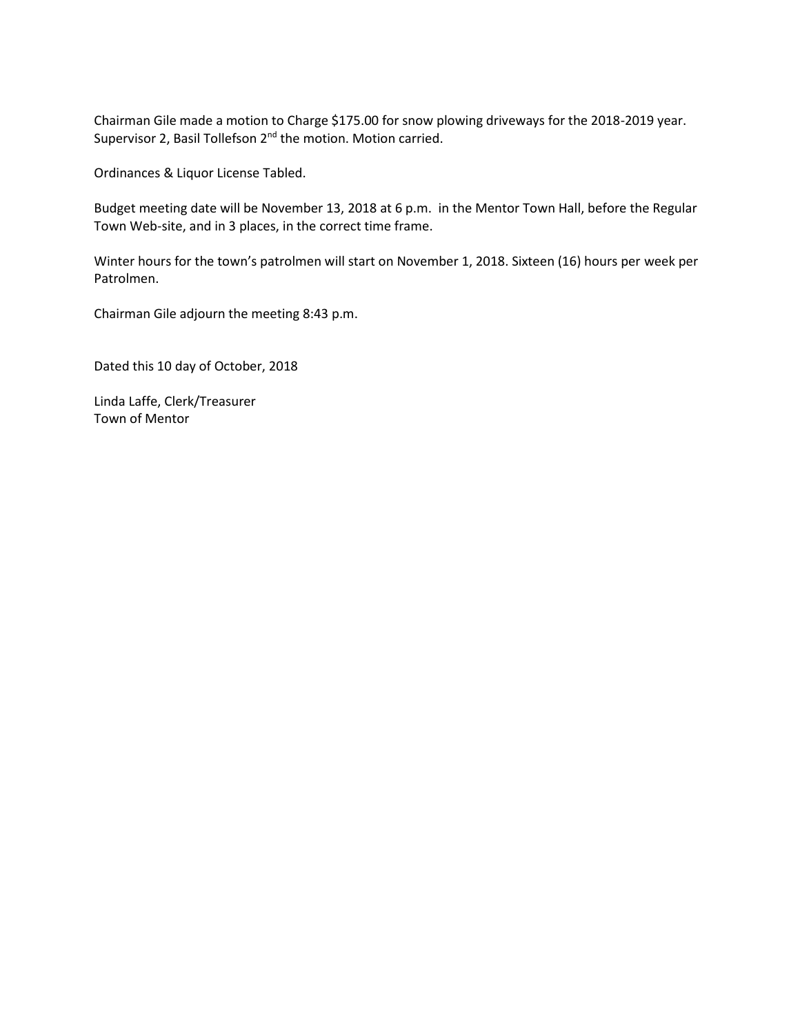Chairman Gile made a motion to Charge $175.00 for snow plowing driveways for the 2018-2019 year. Supervisor 2, Basil Tollefson 2nd the motion. Motion carried.

Ordinances & Liquor License Tabled.

Budget meeting date will be November 13, 2018 at 6 p.m. in the Mentor Town Hall, before the Regular Town Web-site, and in 3 places, in the correct time frame.

Winter hours for the town's patrolmen will start on November 1, 2018. Sixteen (16) hours per week per Patrolmen.

Chairman Gile adjourn the meeting 8:43 p.m.

Dated this 10 day of October, 2018

Linda Laffe, Clerk/Treasurer
Town of Mentor